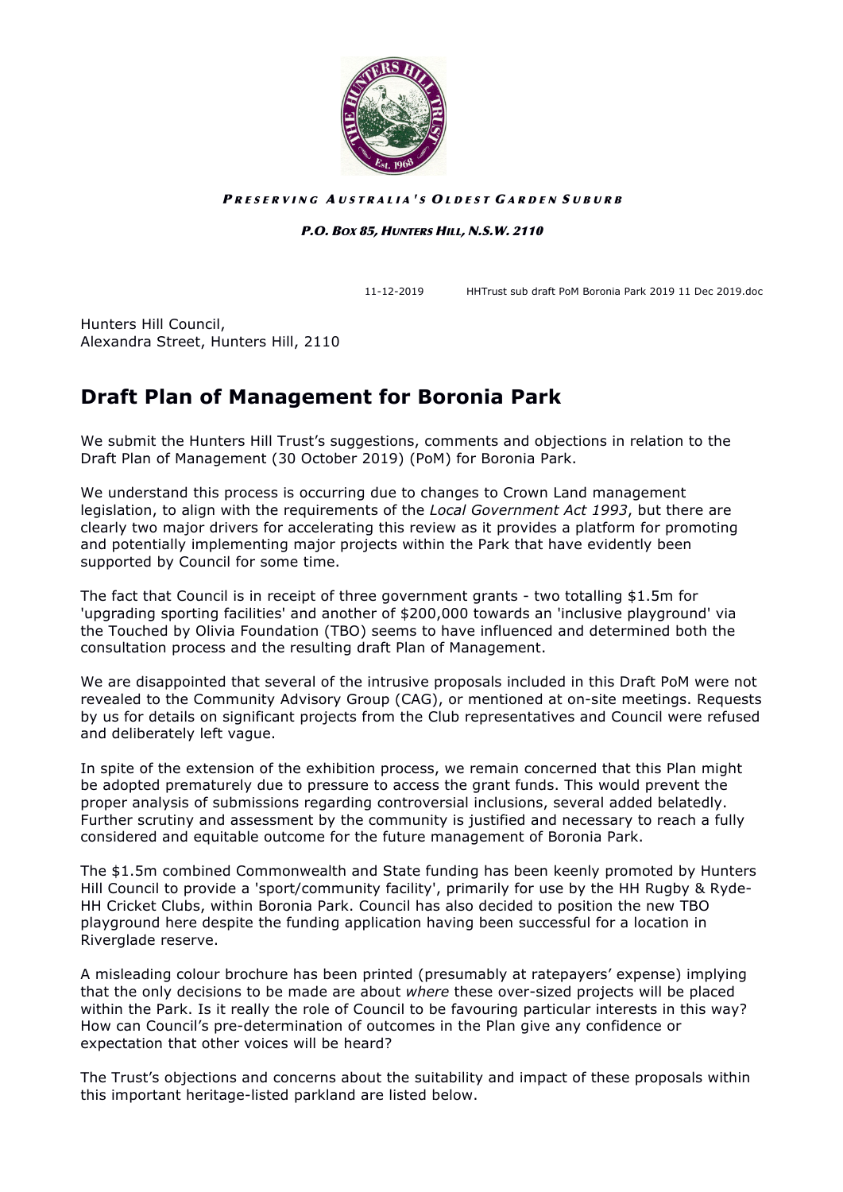***Preserving Australia's Oldest Garden Suburb***

***P.O. Box 85, Hunters Hill, N.S.W. 2110***

11-12-2019 HHTrust sub draft PoM Boronia Park 2019 11 Dec 2019.doc

Hunters Hill Council,
Alexandra Street, Hunters Hill, 2110

# Draft Plan of Management for Boronia Park

We submit the Hunters Hill Trust's suggestions, comments and objections in relation to the Draft Plan of Management (30 October 2019) (PoM) for Boronia Park.

We understand this process is occurring due to changes to Crown Land management legislation, to align with the requirements of the *Local Government Act 1993*, but there are clearly two major drivers for accelerating this review as it provides a platform for promoting and potentially implementing major projects within the Park that have evidently been supported by Council for some time.

The fact that Council is in receipt of three government grants - two totalling $1.5m for 'upgrading sporting facilities' and another of $200,000 towards an 'inclusive playground' via the Touched by Olivia Foundation (TBO) seems to have influenced and determined both the consultation process and the resulting draft Plan of Management.

We are disappointed that several of the intrusive proposals included in this Draft PoM were not revealed to the Community Advisory Group (CAG), or mentioned at on-site meetings. Requests by us for details on significant projects from the Club representatives and Council were refused and deliberately left vague.

In spite of the extension of the exhibition process, we remain concerned that this Plan might be adopted prematurely due to pressure to access the grant funds. This would prevent the proper analysis of submissions regarding controversial inclusions, several added belatedly. Further scrutiny and assessment by the community is justified and necessary to reach a fully considered and equitable outcome for the future management of Boronia Park.

The $1.5m combined Commonwealth and State funding has been keenly promoted by Hunters Hill Council to provide a 'sport/community facility', primarily for use by the HH Rugby & Ryde-HH Cricket Clubs, within Boronia Park. Council has also decided to position the new TBO playground here despite the funding application having been successful for a location in Riverglade reserve.

A misleading colour brochure has been printed (presumably at ratepayers' expense) implying that the only decisions to be made are about *where* these over-sized projects will be placed within the Park. Is it really the role of Council to be favouring particular interests in this way? How can Council's pre-determination of outcomes in the Plan give any confidence or expectation that other voices will be heard?

The Trust's objections and concerns about the suitability and impact of these proposals within this important heritage-listed parkland are listed below.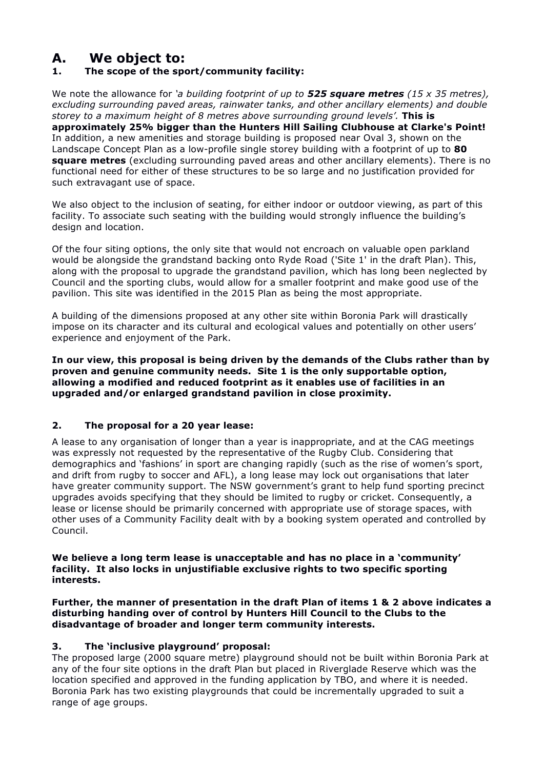# A. We object to:

## 1. The scope of the sport/community facility:

We note the allowance for *'a building footprint of up to **525 square metres** (15 x 35 metres), excluding surrounding paved areas, rainwater tanks, and other ancillary elements) and double storey to a maximum height of 8 metres above surrounding ground levels'.* **This is approximately 25% bigger than the Hunters Hill Sailing Clubhouse at Clarke's Point!** In addition, a new amenities and storage building is proposed near Oval 3, shown on the Landscape Concept Plan as a low-profile single storey building with a footprint of up to **80 square metres** (excluding surrounding paved areas and other ancillary elements). There is no functional need for either of these structures to be so large and no justification provided for such extravagant use of space.

We also object to the inclusion of seating, for either indoor or outdoor viewing, as part of this facility. To associate such seating with the building would strongly influence the building's design and location.

Of the four siting options, the only site that would not encroach on valuable open parkland would be alongside the grandstand backing onto Ryde Road ('Site 1' in the draft Plan). This, along with the proposal to upgrade the grandstand pavilion, which has long been neglected by Council and the sporting clubs, would allow for a smaller footprint and make good use of the pavilion. This site was identified in the 2015 Plan as being the most appropriate.

A building of the dimensions proposed at any other site within Boronia Park will drastically impose on its character and its cultural and ecological values and potentially on other users' experience and enjoyment of the Park.

**In our view, this proposal is being driven by the demands of the Clubs rather than by proven and genuine community needs. Site 1 is the only supportable option, allowing a modified and reduced footprint as it enables use of facilities in an upgraded and/or enlarged grandstand pavilion in close proximity.**

## 2. The proposal for a 20 year lease:

A lease to any organisation of longer than a year is inappropriate, and at the CAG meetings was expressly not requested by the representative of the Rugby Club. Considering that demographics and 'fashions' in sport are changing rapidly (such as the rise of women's sport, and drift from rugby to soccer and AFL), a long lease may lock out organisations that later have greater community support. The NSW government's grant to help fund sporting precinct upgrades avoids specifying that they should be limited to rugby or cricket. Consequently, a lease or license should be primarily concerned with appropriate use of storage spaces, with other uses of a Community Facility dealt with by a booking system operated and controlled by Council.

**We believe a long term lease is unacceptable and has no place in a 'community' facility. It also locks in unjustifiable exclusive rights to two specific sporting interests.**

**Further, the manner of presentation in the draft Plan of items 1 & 2 above indicates a disturbing handing over of control by Hunters Hill Council to the Clubs to the disadvantage of broader and longer term community interests.**

## 3. The 'inclusive playground' proposal:

The proposed large (2000 square metre) playground should not be built within Boronia Park at any of the four site options in the draft Plan but placed in Riverglade Reserve which was the location specified and approved in the funding application by TBO, and where it is needed. Boronia Park has two existing playgrounds that could be incrementally upgraded to suit a range of age groups.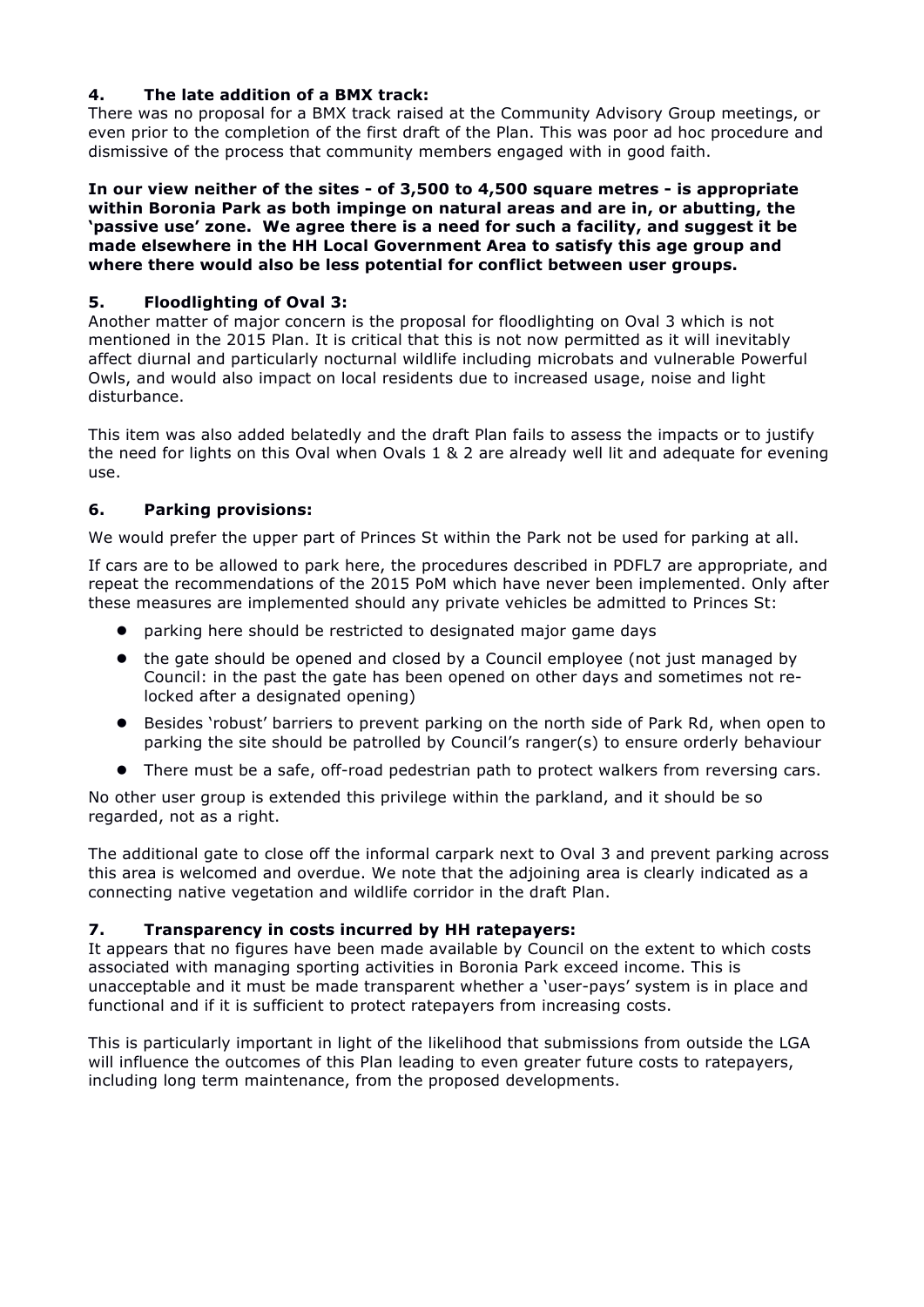## 4. The late addition of a BMX track:

There was no proposal for a BMX track raised at the Community Advisory Group meetings, or even prior to the completion of the first draft of the Plan. This was poor ad hoc procedure and dismissive of the process that community members engaged with in good faith.

**In our view neither of the sites - of 3,500 to 4,500 square metres - is appropriate within Boronia Park as both impinge on natural areas and are in, or abutting, the 'passive use' zone. We agree there is a need for such a facility, and suggest it be made elsewhere in the HH Local Government Area to satisfy this age group and where there would also be less potential for conflict between user groups.**

## 5. Floodlighting of Oval 3:

Another matter of major concern is the proposal for floodlighting on Oval 3 which is not mentioned in the 2015 Plan. It is critical that this is not now permitted as it will inevitably affect diurnal and particularly nocturnal wildlife including microbats and vulnerable Powerful Owls, and would also impact on local residents due to increased usage, noise and light disturbance.

This item was also added belatedly and the draft Plan fails to assess the impacts or to justify the need for lights on this Oval when Ovals 1 & 2 are already well lit and adequate for evening use.

## 6. Parking provisions:

We would prefer the upper part of Princes St within the Park not be used for parking at all.

If cars are to be allowed to park here, the procedures described in PDFL7 are appropriate, and repeat the recommendations of the 2015 PoM which have never been implemented. Only after these measures are implemented should any private vehicles be admitted to Princes St:

- parking here should be restricted to designated major game days
- the gate should be opened and closed by a Council employee (not just managed by Council: in the past the gate has been opened on other days and sometimes not re-locked after a designated opening)
- Besides 'robust' barriers to prevent parking on the north side of Park Rd, when open to parking the site should be patrolled by Council's ranger(s) to ensure orderly behaviour
- There must be a safe, off-road pedestrian path to protect walkers from reversing cars.

No other user group is extended this privilege within the parkland, and it should be so regarded, not as a right.

The additional gate to close off the informal carpark next to Oval 3 and prevent parking across this area is welcomed and overdue. We note that the adjoining area is clearly indicated as a connecting native vegetation and wildlife corridor in the draft Plan.

## 7. Transparency in costs incurred by HH ratepayers:

It appears that no figures have been made available by Council on the extent to which costs associated with managing sporting activities in Boronia Park exceed income. This is unacceptable and it must be made transparent whether a 'user-pays' system is in place and functional and if it is sufficient to protect ratepayers from increasing costs.

This is particularly important in light of the likelihood that submissions from outside the LGA will influence the outcomes of this Plan leading to even greater future costs to ratepayers, including long term maintenance, from the proposed developments.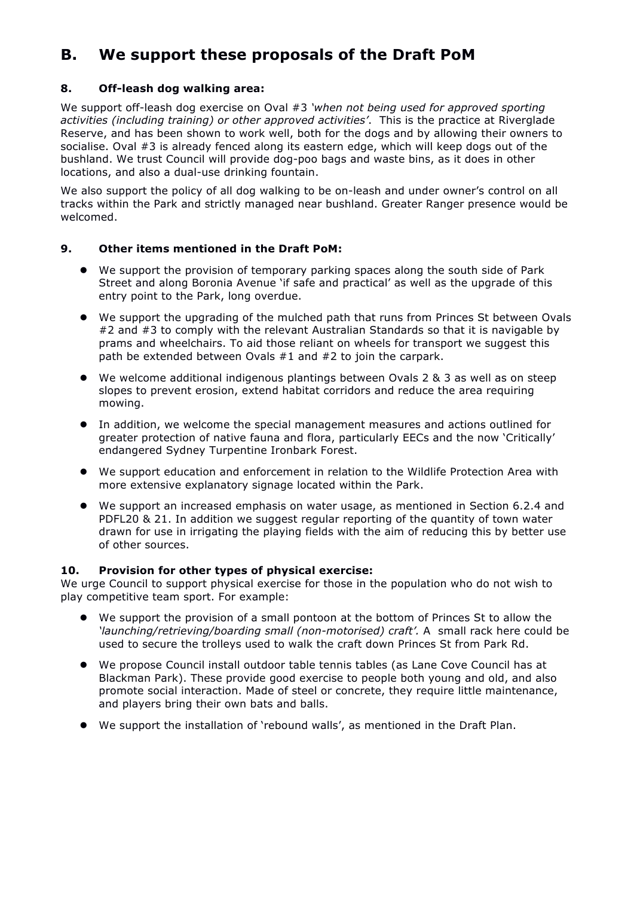## B. We support these proposals of the Draft PoM

### 8. Off-leash dog walking area:

We support off-leash dog exercise on Oval #3 *'when not being used for approved sporting activities (including training) or other approved activities'*. This is the practice at Riverglade Reserve, and has been shown to work well, both for the dogs and by allowing their owners to socialise. Oval #3 is already fenced along its eastern edge, which will keep dogs out of the bushland. We trust Council will provide dog-poo bags and waste bins, as it does in other locations, and also a dual-use drinking fountain.

We also support the policy of all dog walking to be on-leash and under owner's control on all tracks within the Park and strictly managed near bushland. Greater Ranger presence would be welcomed.

### 9. Other items mentioned in the Draft PoM:

- We support the provision of temporary parking spaces along the south side of Park Street and along Boronia Avenue 'if safe and practical' as well as the upgrade of this entry point to the Park, long overdue.
- We support the upgrading of the mulched path that runs from Princes St between Ovals #2 and #3 to comply with the relevant Australian Standards so that it is navigable by prams and wheelchairs. To aid those reliant on wheels for transport we suggest this path be extended between Ovals #1 and #2 to join the carpark.
- We welcome additional indigenous plantings between Ovals 2 & 3 as well as on steep slopes to prevent erosion, extend habitat corridors and reduce the area requiring mowing.
- In addition, we welcome the special management measures and actions outlined for greater protection of native fauna and flora, particularly EECs and the now 'Critically' endangered Sydney Turpentine Ironbark Forest.
- We support education and enforcement in relation to the Wildlife Protection Area with more extensive explanatory signage located within the Park.
- We support an increased emphasis on water usage, as mentioned in Section 6.2.4 and PDFL20 & 21. In addition we suggest regular reporting of the quantity of town water drawn for use in irrigating the playing fields with the aim of reducing this by better use of other sources.

### 10. Provision for other types of physical exercise:

We urge Council to support physical exercise for those in the population who do not wish to play competitive team sport. For example:

- We support the provision of a small pontoon at the bottom of Princes St to allow the *'launching/retrieving/boarding small (non-motorised) craft'.* A small rack here could be used to secure the trolleys used to walk the craft down Princes St from Park Rd.
- We propose Council install outdoor table tennis tables (as Lane Cove Council has at Blackman Park). These provide good exercise to people both young and old, and also promote social interaction. Made of steel or concrete, they require little maintenance, and players bring their own bats and balls.
- We support the installation of 'rebound walls', as mentioned in the Draft Plan.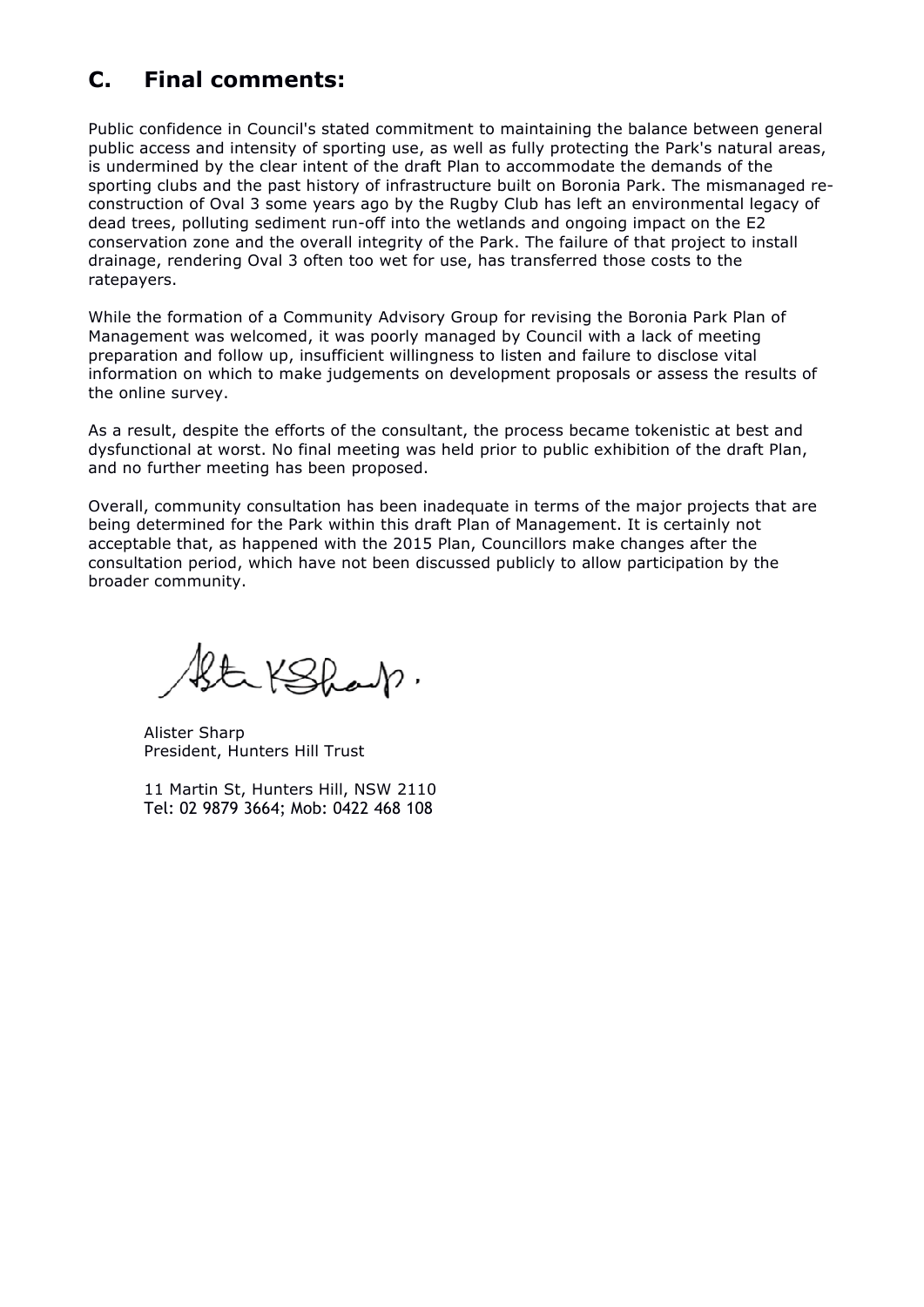## C. Final comments:

Public confidence in Council's stated commitment to maintaining the balance between general public access and intensity of sporting use, as well as fully protecting the Park's natural areas, is undermined by the clear intent of the draft Plan to accommodate the demands of the sporting clubs and the past history of infrastructure built on Boronia Park. The mismanaged re-construction of Oval 3 some years ago by the Rugby Club has left an environmental legacy of dead trees, polluting sediment run-off into the wetlands and ongoing impact on the E2 conservation zone and the overall integrity of the Park. The failure of that project to install drainage, rendering Oval 3 often too wet for use, has transferred those costs to the ratepayers.

While the formation of a Community Advisory Group for revising the Boronia Park Plan of Management was welcomed, it was poorly managed by Council with a lack of meeting preparation and follow up, insufficient willingness to listen and failure to disclose vital information on which to make judgements on development proposals or assess the results of the online survey.

As a result, despite the efforts of the consultant, the process became tokenistic at best and dysfunctional at worst. No final meeting was held prior to public exhibition of the draft Plan, and no further meeting has been proposed.

Overall, community consultation has been inadequate in terms of the major projects that are being determined for the Park within this draft Plan of Management. It is certainly not acceptable that, as happened with the 2015 Plan, Councillors make changes after the consultation period, which have not been discussed publicly to allow participation by the broader community.

Alister Sharp
President, Hunters Hill Trust

11 Martin St, Hunters Hill, NSW 2110
Tel: 02 9879 3664; Mob: 0422 468 108